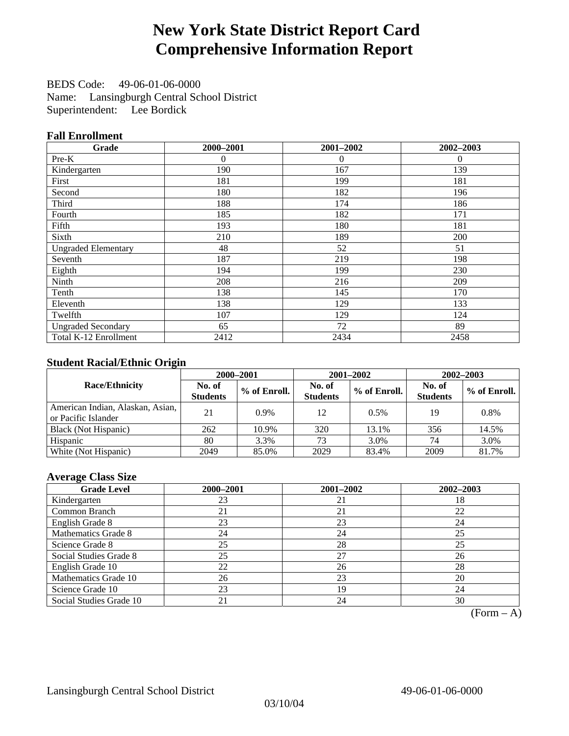# New York State District Report Card
# Comprehensive Information Report

BEDS Code: 49-06-01-06-0000
Name: Lansingburgh Central School District
Superintendent: Lee Bordick

### Fall Enrollment

| Grade | 2000–2001 | 2001–2002 | 2002–2003 |
|---|---|---|---|
| Pre-K | 0 | 0 | 0 |
| Kindergarten | 190 | 167 | 139 |
| First | 181 | 199 | 181 |
| Second | 180 | 182 | 196 |
| Third | 188 | 174 | 186 |
| Fourth | 185 | 182 | 171 |
| Fifth | 193 | 180 | 181 |
| Sixth | 210 | 189 | 200 |
| Ungraded Elementary | 48 | 52 | 51 |
| Seventh | 187 | 219 | 198 |
| Eighth | 194 | 199 | 230 |
| Ninth | 208 | 216 | 209 |
| Tenth | 138 | 145 | 170 |
| Eleventh | 138 | 129 | 133 |
| Twelfth | 107 | 129 | 124 |
| Ungraded Secondary | 65 | 72 | 89 |
| Total K-12 Enrollment | 2412 | 2434 | 2458 |

### Student Racial/Ethnic Origin

| Race/Ethnicity | 2000–2001 | | 2001–2002 | | 2002–2003 | |
|---|---|---|---|---|---|---|
| | No. of Students | % of Enroll. | No. of Students | % of Enroll. | No. of Students | % of Enroll. |
| American Indian, Alaskan, Asian, or Pacific Islander | 21 | 0.9% | 12 | 0.5% | 19 | 0.8% |
| Black (Not Hispanic) | 262 | 10.9% | 320 | 13.1% | 356 | 14.5% |
| Hispanic | 80 | 3.3% | 73 | 3.0% | 74 | 3.0% |
| White (Not Hispanic) | 2049 | 85.0% | 2029 | 83.4% | 2009 | 81.7% |

### Average Class Size

| Grade Level | 2000–2001 | 2001–2002 | 2002–2003 |
|---|---|---|---|
| Kindergarten | 23 | 21 | 18 |
| Common Branch | 21 | 21 | 22 |
| English Grade 8 | 23 | 23 | 24 |
| Mathematics Grade 8 | 24 | 24 | 25 |
| Science Grade 8 | 25 | 28 | 25 |
| Social Studies Grade 8 | 25 | 27 | 26 |
| English Grade 10 | 22 | 26 | 28 |
| Mathematics Grade 10 | 26 | 23 | 20 |
| Science Grade 10 | 23 | 19 | 24 |
| Social Studies Grade 10 | 21 | 24 | 30 |

(Form – A)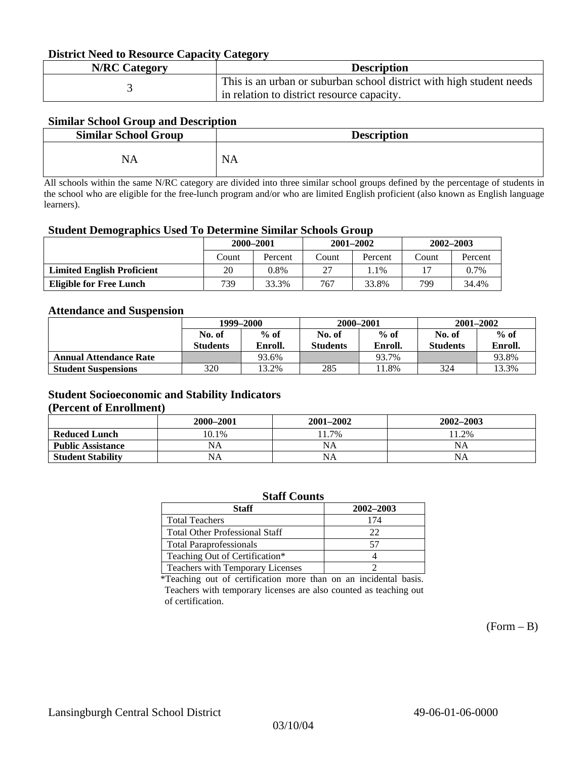### District Need to Resource Capacity Category

| N/RC Category | Description |
|---|---|
| 3 | This is an urban or suburban school district with high student needs in relation to district resource capacity. |

### Similar School Group and Description

| Similar School Group | Description |
|---|---|
| NA | NA |

All schools within the same N/RC category are divided into three similar school groups defined by the percentage of students in the school who are eligible for the free-lunch program and/or who are limited English proficient (also known as English language learners).

### Student Demographics Used To Determine Similar Schools Group

| | 2000–2001 | | 2001–2002 | | 2002–2003 | |
|---|---|---|---|---|---|---|
| | Count | Percent | Count | Percent | Count | Percent |
| **Limited English Proficient** | 20 | 0.8% | 27 | 1.1% | 17 | 0.7% |
| **Eligible for Free Lunch** | 739 | 33.3% | 767 | 33.8% | 799 | 34.4% |

### Attendance and Suspension

| | 1999–2000 | | 2000–2001 | | 2001–2002 | |
|---|---|---|---|---|---|---|
| | No. of Students | % of Enroll. | No. of Students | % of Enroll. | No. of Students | % of Enroll. |
| **Annual Attendance Rate** | | 93.6% | | 93.7% | | 93.8% |
| **Student Suspensions** | 320 | 13.2% | 285 | 11.8% | 324 | 13.3% |

### Student Socioeconomic and Stability Indicators (Percent of Enrollment)

| | 2000–2001 | 2001–2002 | 2002–2003 |
|---|---|---|---|
| **Reduced Lunch** | 10.1% | 11.7% | 11.2% |
| **Public Assistance** | NA | NA | NA |
| **Student Stability** | NA | NA | NA |

### Staff Counts

| Staff | 2002–2003 |
|---|---|
| Total Teachers | 174 |
| Total Other Professional Staff | 22 |
| Total Paraprofessionals | 57 |
| Teaching Out of Certification* | 4 |
| Teachers with Temporary Licenses | 2 |

*Teaching out of certification more than on an incidental basis. Teachers with temporary licenses are also counted as teaching out of certification.

(Form – B)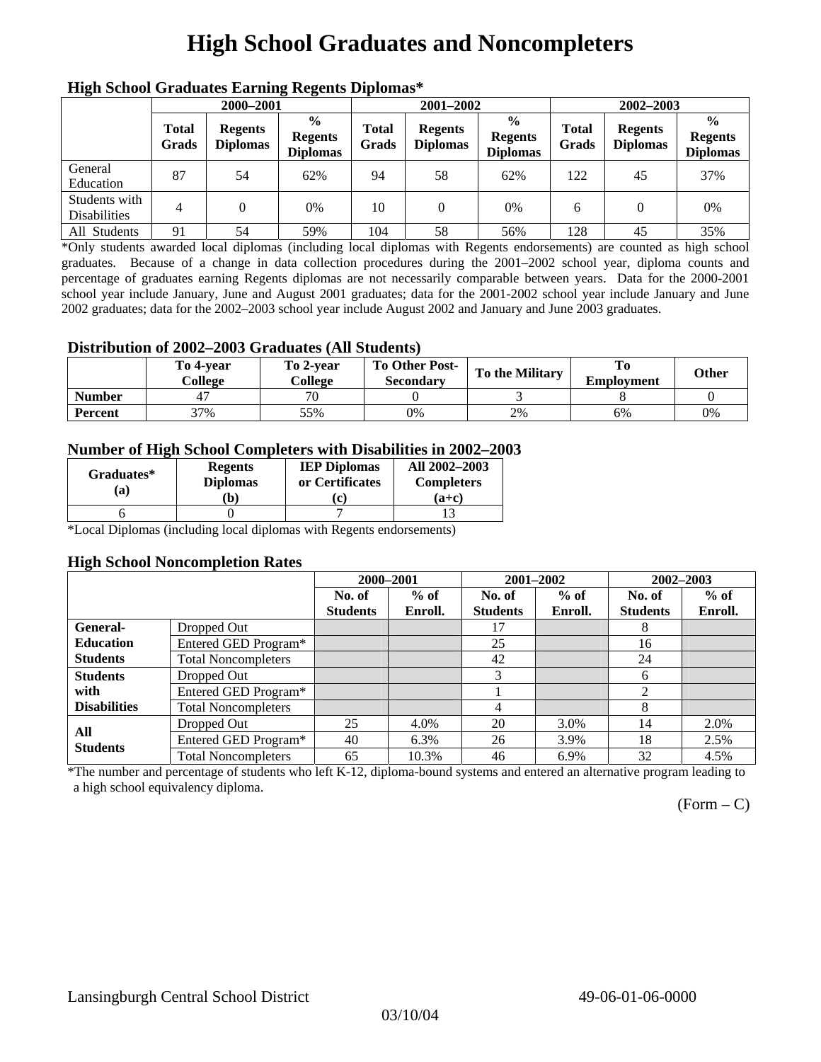# High School Graduates and Noncompleters

### High School Graduates Earning Regents Diplomas*

| | 2000–2001 | | | 2001–2002 | | | 2002–2003 | | |
|---|---|---|---|---|---|---|---|---|---|
| | Total Grads | Regents Diplomas | % Regents Diplomas | Total Grads | Regents Diplomas | % Regents Diplomas | Total Grads | Regents Diplomas | % Regents Diplomas |
| General Education | 87 | 54 | 62% | 94 | 58 | 62% | 122 | 45 | 37% |
| Students with Disabilities | 4 | 0 | 0% | 10 | 0 | 0% | 6 | 0 | 0% |
| All Students | 91 | 54 | 59% | 104 | 58 | 56% | 128 | 45 | 35% |

*Only students awarded local diplomas (including local diplomas with Regents endorsements) are counted as high school graduates. Because of a change in data collection procedures during the 2001–2002 school year, diploma counts and percentage of graduates earning Regents diplomas are not necessarily comparable between years. Data for the 2000-2001 school year include January, June and August 2001 graduates; data for the 2001-2002 school year include January and June 2002 graduates; data for the 2002–2003 school year include August 2002 and January and June 2003 graduates.

### Distribution of 2002–2003 Graduates (All Students)

| | To 4-year College | To 2-year College | To Other Post-Secondary | To the Military | To Employment | Other |
|---|---|---|---|---|---|---|
| Number | 47 | 70 | 0 | 3 | 8 | 0 |
| Percent | 37% | 55% | 0% | 2% | 6% | 0% |

### Number of High School Completers with Disabilities in 2002–2003

| Graduates* (a) | Regents Diplomas (b) | IEP Diplomas or Certificates (c) | All 2002–2003 Completers (a+c) |
|---|---|---|---|
| 6 | 0 | 7 | 13 |

*Local Diplomas (including local diplomas with Regents endorsements)

### High School Noncompletion Rates

| | | 2000–2001 | | 2001–2002 | | 2002–2003 | |
|---|---|---|---|---|---|---|---|
| | | No. of Students | % of Enroll. | No. of Students | % of Enroll. | No. of Students | % of Enroll. |
| General-Education Students | Dropped Out | | | 17 | | 8 | |
| | Entered GED Program* | | | 25 | | 16 | |
| | Total Noncompleters | | | 42 | | 24 | |
| Students with Disabilities | Dropped Out | | | 3 | | 6 | |
| | Entered GED Program* | | | 1 | | 2 | |
| | Total Noncompleters | | | 4 | | 8 | |
| All Students | Dropped Out | 25 | 4.0% | 20 | 3.0% | 14 | 2.0% |
| | Entered GED Program* | 40 | 6.3% | 26 | 3.9% | 18 | 2.5% |
| | Total Noncompleters | 65 | 10.3% | 46 | 6.9% | 32 | 4.5% |

*The number and percentage of students who left K-12, diploma-bound systems and entered an alternative program leading to a high school equivalency diploma.

(Form – C)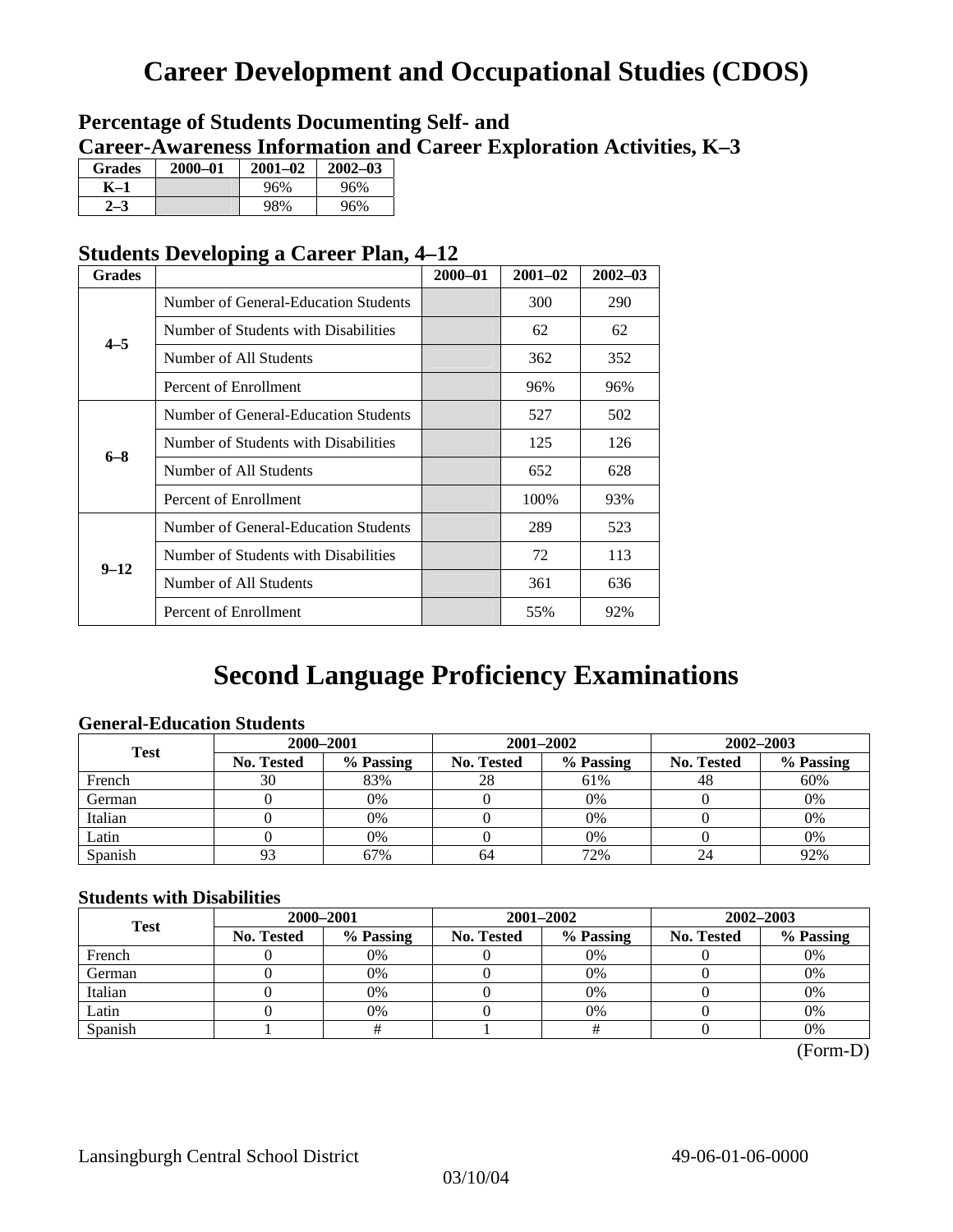# Career Development and Occupational Studies (CDOS)

## Percentage of Students Documenting Self- and Career-Awareness Information and Career Exploration Activities, K–3

| Grades | 2000–01 | 2001–02 | 2002–03 |
|---|---|---|---|
| K–1 | | 96% | 96% |
| 2–3 | | 98% | 96% |

## Students Developing a Career Plan, 4–12

| Grades | | 2000–01 | 2001–02 | 2002–03 |
|---|---|---|---|---|
| 4–5 | Number of General-Education Students | | 300 | 290 |
| | Number of Students with Disabilities | | 62 | 62 |
| | Number of All Students | | 362 | 352 |
| | Percent of Enrollment | | 96% | 96% |
| 6–8 | Number of General-Education Students | | 527 | 502 |
| | Number of Students with Disabilities | | 125 | 126 |
| | Number of All Students | | 652 | 628 |
| | Percent of Enrollment | | 100% | 93% |
| 9–12 | Number of General-Education Students | | 289 | 523 |
| | Number of Students with Disabilities | | 72 | 113 |
| | Number of All Students | | 361 | 636 |
| | Percent of Enrollment | | 55% | 92% |

# Second Language Proficiency Examinations

### General-Education Students

| Test | 2000–2001 | | 2001–2002 | | 2002–2003 | |
|---|---|---|---|---|---|---|
| | No. Tested | % Passing | No. Tested | % Passing | No. Tested | % Passing |
| French | 30 | 83% | 28 | 61% | 48 | 60% |
| German | 0 | 0% | 0 | 0% | 0 | 0% |
| Italian | 0 | 0% | 0 | 0% | 0 | 0% |
| Latin | 0 | 0% | 0 | 0% | 0 | 0% |
| Spanish | 93 | 67% | 64 | 72% | 24 | 92% |

### Students with Disabilities

| Test | 2000–2001 | | 2001–2002 | | 2002–2003 | |
|---|---|---|---|---|---|---|
| | No. Tested | % Passing | No. Tested | % Passing | No. Tested | % Passing |
| French | 0 | 0% | 0 | 0% | 0 | 0% |
| German | 0 | 0% | 0 | 0% | 0 | 0% |
| Italian | 0 | 0% | 0 | 0% | 0 | 0% |
| Latin | 0 | 0% | 0 | 0% | 0 | 0% |
| Spanish | 1 | # | 1 | # | 0 | 0% |

(Form-D)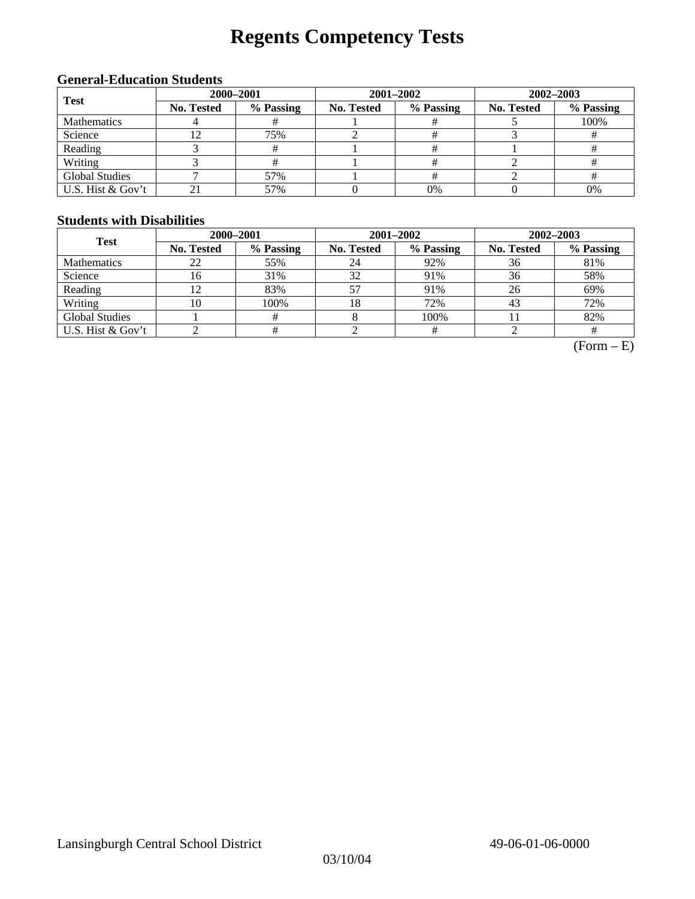# Regents Competency Tests

### General-Education Students

| Test | 2000–2001 | | 2001–2002 | | 2002–2003 | |
|---|---|---|---|---|---|---|
| | No. Tested | % Passing | No. Tested | % Passing | No. Tested | % Passing |
| Mathematics | 4 | # | 1 | # | 5 | 100% |
| Science | 12 | 75% | 2 | # | 3 | # |
| Reading | 3 | # | 1 | # | 1 | # |
| Writing | 3 | # | 1 | # | 2 | # |
| Global Studies | 7 | 57% | 1 | # | 2 | # |
| U.S. Hist & Gov't | 21 | 57% | 0 | 0% | 0 | 0% |

### Students with Disabilities

| Test | 2000–2001 | | 2001–2002 | | 2002–2003 | |
|---|---|---|---|---|---|---|
| | No. Tested | % Passing | No. Tested | % Passing | No. Tested | % Passing |
| Mathematics | 22 | 55% | 24 | 92% | 36 | 81% |
| Science | 16 | 31% | 32 | 91% | 36 | 58% |
| Reading | 12 | 83% | 57 | 91% | 26 | 69% |
| Writing | 10 | 100% | 18 | 72% | 43 | 72% |
| Global Studies | 1 | # | 8 | 100% | 11 | 82% |
| U.S. Hist & Gov't | 2 | # | 2 | # | 2 | # |

(Form – E)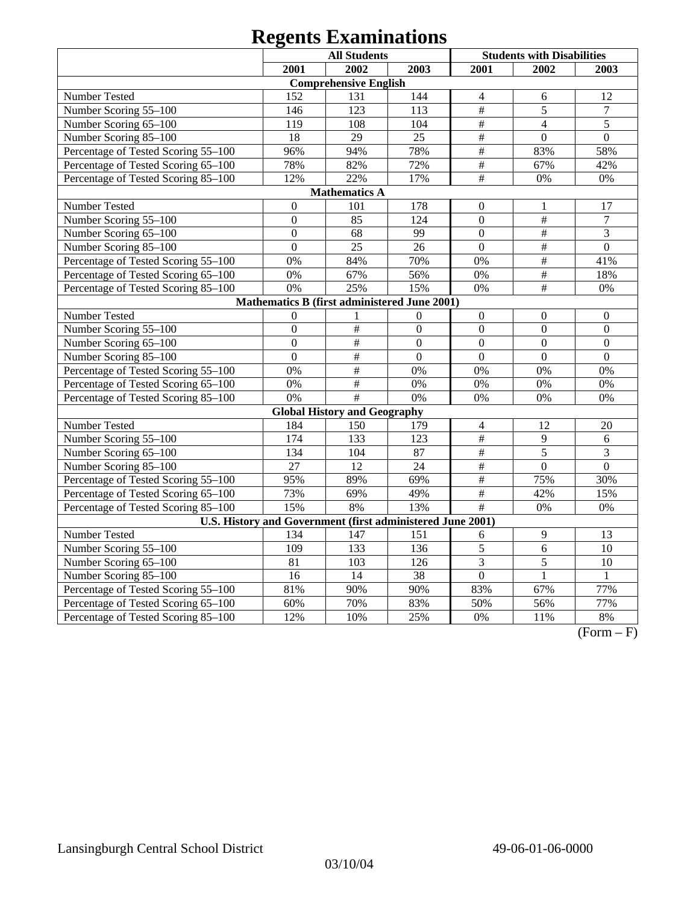# Regents Examinations

| | All Students | | | Students with Disabilities | | |
|---|---|---|---|---|---|---|
| | 2001 | 2002 | 2003 | 2001 | 2002 | 2003 |
| **Comprehensive English** | | | | | | |
| Number Tested | 152 | 131 | 144 | 4 | 6 | 12 |
| Number Scoring 55–100 | 146 | 123 | 113 | # | 5 | 7 |
| Number Scoring 65–100 | 119 | 108 | 104 | # | 4 | 5 |
| Number Scoring 85–100 | 18 | 29 | 25 | # | 0 | 0 |
| Percentage of Tested Scoring 55–100 | 96% | 94% | 78% | # | 83% | 58% |
| Percentage of Tested Scoring 65–100 | 78% | 82% | 72% | # | 67% | 42% |
| Percentage of Tested Scoring 85–100 | 12% | 22% | 17% | # | 0% | 0% |
| **Mathematics A** | | | | | | |
| Number Tested | 0 | 101 | 178 | 0 | 1 | 17 |
| Number Scoring 55–100 | 0 | 85 | 124 | 0 | # | 7 |
| Number Scoring 65–100 | 0 | 68 | 99 | 0 | # | 3 |
| Number Scoring 85–100 | 0 | 25 | 26 | 0 | # | 0 |
| Percentage of Tested Scoring 55–100 | 0% | 84% | 70% | 0% | # | 41% |
| Percentage of Tested Scoring 65–100 | 0% | 67% | 56% | 0% | # | 18% |
| Percentage of Tested Scoring 85–100 | 0% | 25% | 15% | 0% | # | 0% |
| **Mathematics B (first administered June 2001)** | | | | | | |
| Number Tested | 0 | 1 | 0 | 0 | 0 | 0 |
| Number Scoring 55–100 | 0 | # | 0 | 0 | 0 | 0 |
| Number Scoring 65–100 | 0 | # | 0 | 0 | 0 | 0 |
| Number Scoring 85–100 | 0 | # | 0 | 0 | 0 | 0 |
| Percentage of Tested Scoring 55–100 | 0% | # | 0% | 0% | 0% | 0% |
| Percentage of Tested Scoring 65–100 | 0% | # | 0% | 0% | 0% | 0% |
| Percentage of Tested Scoring 85–100 | 0% | # | 0% | 0% | 0% | 0% |
| **Global History and Geography** | | | | | | |
| Number Tested | 184 | 150 | 179 | 4 | 12 | 20 |
| Number Scoring 55–100 | 174 | 133 | 123 | # | 9 | 6 |
| Number Scoring 65–100 | 134 | 104 | 87 | # | 5 | 3 |
| Number Scoring 85–100 | 27 | 12 | 24 | # | 0 | 0 |
| Percentage of Tested Scoring 55–100 | 95% | 89% | 69% | # | 75% | 30% |
| Percentage of Tested Scoring 65–100 | 73% | 69% | 49% | # | 42% | 15% |
| Percentage of Tested Scoring 85–100 | 15% | 8% | 13% | # | 0% | 0% |
| **U.S. History and Government (first administered June 2001)** | | | | | | |
| Number Tested | 134 | 147 | 151 | 6 | 9 | 13 |
| Number Scoring 55–100 | 109 | 133 | 136 | 5 | 6 | 10 |
| Number Scoring 65–100 | 81 | 103 | 126 | 3 | 5 | 10 |
| Number Scoring 85–100 | 16 | 14 | 38 | 0 | 1 | 1 |
| Percentage of Tested Scoring 55–100 | 81% | 90% | 90% | 83% | 67% | 77% |
| Percentage of Tested Scoring 65–100 | 60% | 70% | 83% | 50% | 56% | 77% |
| Percentage of Tested Scoring 85–100 | 12% | 10% | 25% | 0% | 11% | 8% |

(Form – F)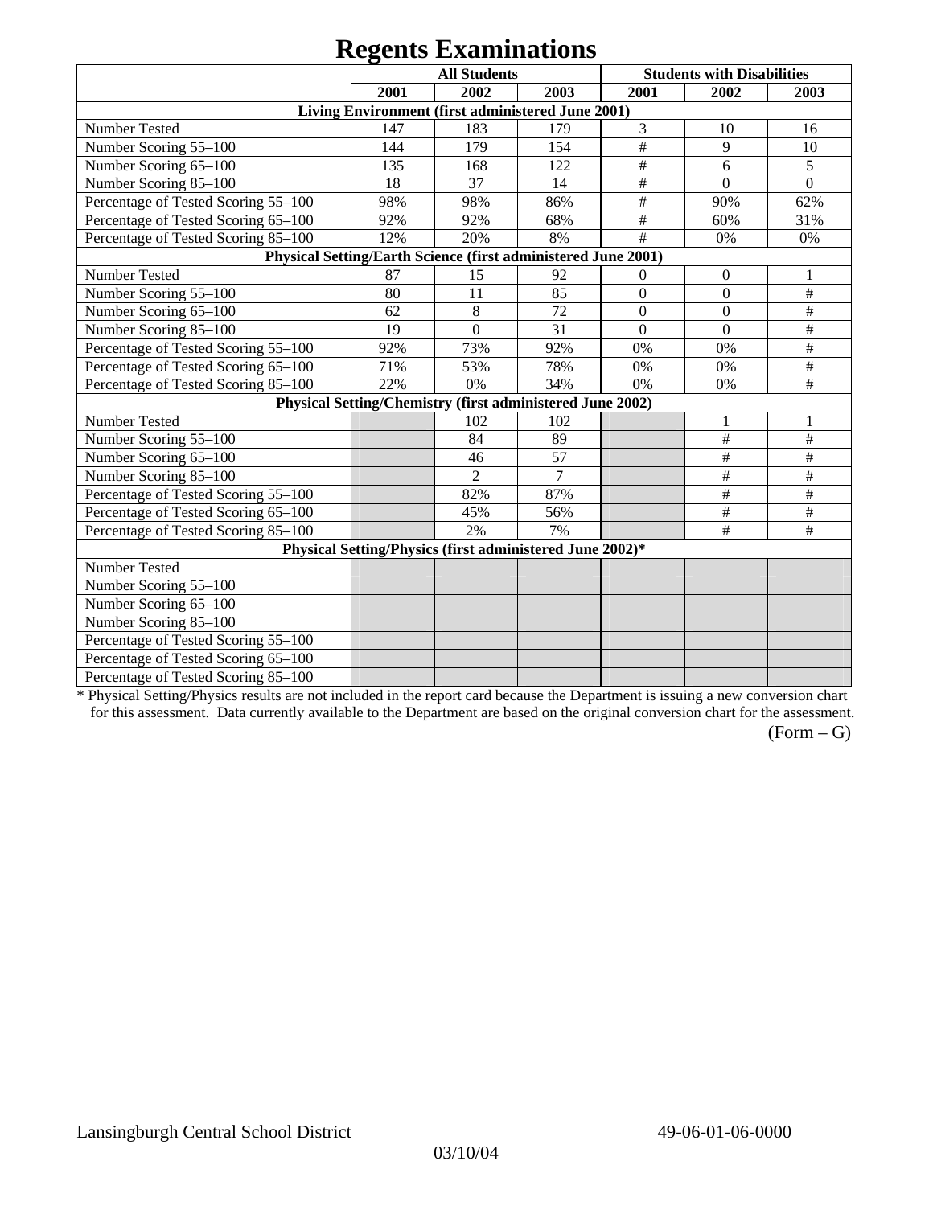# Regents Examinations

| | All Students | | | Students with Disabilities | | |
|---|---|---|---|---|---|---|
| | 2001 | 2002 | 2003 | 2001 | 2002 | 2003 |
| **Living Environment (first administered June 2001)** | | | | | | |
| Number Tested | 147 | 183 | 179 | 3 | 10 | 16 |
| Number Scoring 55–100 | 144 | 179 | 154 | # | 9 | 10 |
| Number Scoring 65–100 | 135 | 168 | 122 | # | 6 | 5 |
| Number Scoring 85–100 | 18 | 37 | 14 | # | 0 | 0 |
| Percentage of Tested Scoring 55–100 | 98% | 98% | 86% | # | 90% | 62% |
| Percentage of Tested Scoring 65–100 | 92% | 92% | 68% | # | 60% | 31% |
| Percentage of Tested Scoring 85–100 | 12% | 20% | 8% | # | 0% | 0% |
| **Physical Setting/Earth Science (first administered June 2001)** | | | | | | |
| Number Tested | 87 | 15 | 92 | 0 | 0 | 1 |
| Number Scoring 55–100 | 80 | 11 | 85 | 0 | 0 | # |
| Number Scoring 65–100 | 62 | 8 | 72 | 0 | 0 | # |
| Number Scoring 85–100 | 19 | 0 | 31 | 0 | 0 | # |
| Percentage of Tested Scoring 55–100 | 92% | 73% | 92% | 0% | 0% | # |
| Percentage of Tested Scoring 65–100 | 71% | 53% | 78% | 0% | 0% | # |
| Percentage of Tested Scoring 85–100 | 22% | 0% | 34% | 0% | 0% | # |
| **Physical Setting/Chemistry (first administered June 2002)** | | | | | | |
| Number Tested | | 102 | 102 | | 1 | 1 |
| Number Scoring 55–100 | | 84 | 89 | | # | # |
| Number Scoring 65–100 | | 46 | 57 | | # | # |
| Number Scoring 85–100 | | 2 | 7 | | # | # |
| Percentage of Tested Scoring 55–100 | | 82% | 87% | | # | # |
| Percentage of Tested Scoring 65–100 | | 45% | 56% | | # | # |
| Percentage of Tested Scoring 85–100 | | 2% | 7% | | # | # |
| **Physical Setting/Physics (first administered June 2002)*** | | | | | | |
| Number Tested | | | | | | |
| Number Scoring 55–100 | | | | | | |
| Number Scoring 65–100 | | | | | | |
| Number Scoring 85–100 | | | | | | |
| Percentage of Tested Scoring 55–100 | | | | | | |
| Percentage of Tested Scoring 65–100 | | | | | | |
| Percentage of Tested Scoring 85–100 | | | | | | |

* Physical Setting/Physics results are not included in the report card because the Department is issuing a new conversion chart for this assessment. Data currently available to the Department are based on the original conversion chart for the assessment.

(Form – G)

Lansingburgh Central School District 49-06-01-06-0000

03/10/04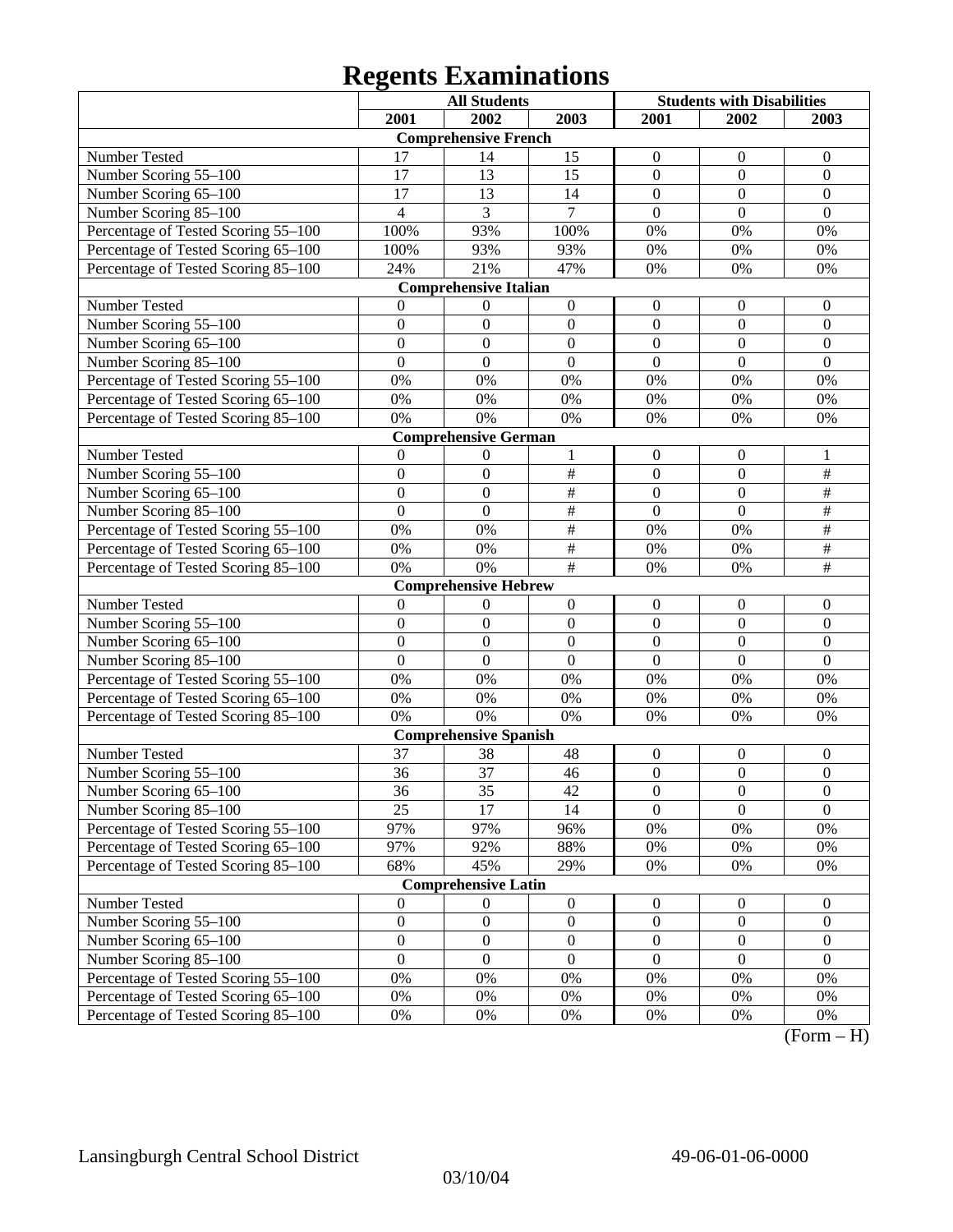# Regents Examinations

| | All Students | | | Students with Disabilities | | |
|---|---|---|---|---|---|---|
| | 2001 | 2002 | 2003 | 2001 | 2002 | 2003 |
| **Comprehensive French** | | | | | | |
| Number Tested | 17 | 14 | 15 | 0 | 0 | 0 |
| Number Scoring 55–100 | 17 | 13 | 15 | 0 | 0 | 0 |
| Number Scoring 65–100 | 17 | 13 | 14 | 0 | 0 | 0 |
| Number Scoring 85–100 | 4 | 3 | 7 | 0 | 0 | 0 |
| Percentage of Tested Scoring 55–100 | 100% | 93% | 100% | 0% | 0% | 0% |
| Percentage of Tested Scoring 65–100 | 100% | 93% | 93% | 0% | 0% | 0% |
| Percentage of Tested Scoring 85–100 | 24% | 21% | 47% | 0% | 0% | 0% |
| **Comprehensive Italian** | | | | | | |
| Number Tested | 0 | 0 | 0 | 0 | 0 | 0 |
| Number Scoring 55–100 | 0 | 0 | 0 | 0 | 0 | 0 |
| Number Scoring 65–100 | 0 | 0 | 0 | 0 | 0 | 0 |
| Number Scoring 85–100 | 0 | 0 | 0 | 0 | 0 | 0 |
| Percentage of Tested Scoring 55–100 | 0% | 0% | 0% | 0% | 0% | 0% |
| Percentage of Tested Scoring 65–100 | 0% | 0% | 0% | 0% | 0% | 0% |
| Percentage of Tested Scoring 85–100 | 0% | 0% | 0% | 0% | 0% | 0% |
| **Comprehensive German** | | | | | | |
| Number Tested | 0 | 0 | 1 | 0 | 0 | 1 |
| Number Scoring 55–100 | 0 | 0 | # | 0 | 0 | # |
| Number Scoring 65–100 | 0 | 0 | # | 0 | 0 | # |
| Number Scoring 85–100 | 0 | 0 | # | 0 | 0 | # |
| Percentage of Tested Scoring 55–100 | 0% | 0% | # | 0% | 0% | # |
| Percentage of Tested Scoring 65–100 | 0% | 0% | # | 0% | 0% | # |
| Percentage of Tested Scoring 85–100 | 0% | 0% | # | 0% | 0% | # |
| **Comprehensive Hebrew** | | | | | | |
| Number Tested | 0 | 0 | 0 | 0 | 0 | 0 |
| Number Scoring 55–100 | 0 | 0 | 0 | 0 | 0 | 0 |
| Number Scoring 65–100 | 0 | 0 | 0 | 0 | 0 | 0 |
| Number Scoring 85–100 | 0 | 0 | 0 | 0 | 0 | 0 |
| Percentage of Tested Scoring 55–100 | 0% | 0% | 0% | 0% | 0% | 0% |
| Percentage of Tested Scoring 65–100 | 0% | 0% | 0% | 0% | 0% | 0% |
| Percentage of Tested Scoring 85–100 | 0% | 0% | 0% | 0% | 0% | 0% |
| **Comprehensive Spanish** | | | | | | |
| Number Tested | 37 | 38 | 48 | 0 | 0 | 0 |
| Number Scoring 55–100 | 36 | 37 | 46 | 0 | 0 | 0 |
| Number Scoring 65–100 | 36 | 35 | 42 | 0 | 0 | 0 |
| Number Scoring 85–100 | 25 | 17 | 14 | 0 | 0 | 0 |
| Percentage of Tested Scoring 55–100 | 97% | 97% | 96% | 0% | 0% | 0% |
| Percentage of Tested Scoring 65–100 | 97% | 92% | 88% | 0% | 0% | 0% |
| Percentage of Tested Scoring 85–100 | 68% | 45% | 29% | 0% | 0% | 0% |
| **Comprehensive Latin** | | | | | | |
| Number Tested | 0 | 0 | 0 | 0 | 0 | 0 |
| Number Scoring 55–100 | 0 | 0 | 0 | 0 | 0 | 0 |
| Number Scoring 65–100 | 0 | 0 | 0 | 0 | 0 | 0 |
| Number Scoring 85–100 | 0 | 0 | 0 | 0 | 0 | 0 |
| Percentage of Tested Scoring 55–100 | 0% | 0% | 0% | 0% | 0% | 0% |
| Percentage of Tested Scoring 65–100 | 0% | 0% | 0% | 0% | 0% | 0% |
| Percentage of Tested Scoring 85–100 | 0% | 0% | 0% | 0% | 0% | 0% |

(Form – H)

Lansingburgh Central School District 49-06-01-06-0000

03/10/04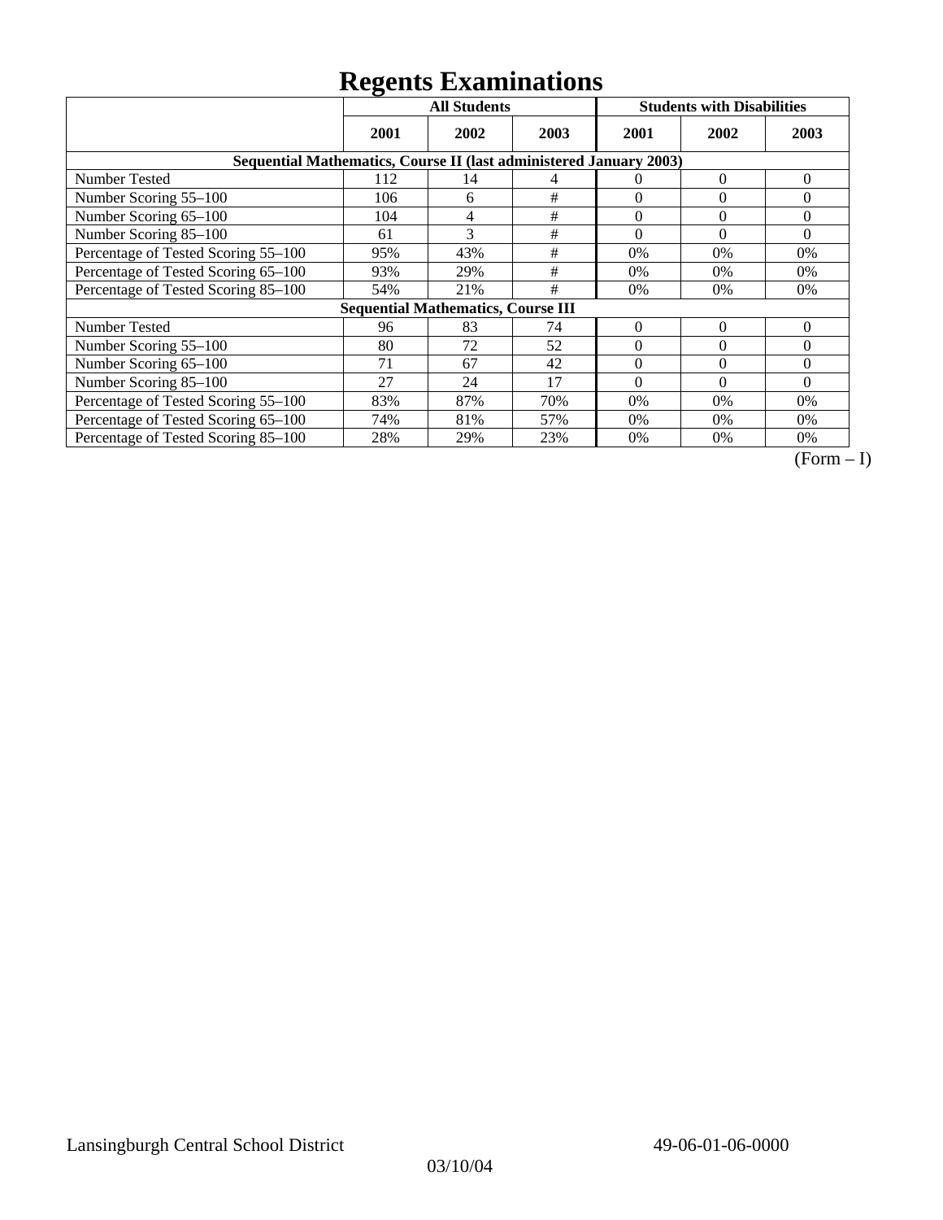# Regents Examinations

| | All Students | | | Students with Disabilities | | |
|---|---|---|---|---|---|---|
| | 2001 | 2002 | 2003 | 2001 | 2002 | 2003 |
| **Sequential Mathematics, Course II (last administered January 2003)** | | | | | | |
| Number Tested | 112 | 14 | 4 | 0 | 0 | 0 |
| Number Scoring 55–100 | 106 | 6 | # | 0 | 0 | 0 |
| Number Scoring 65–100 | 104 | 4 | # | 0 | 0 | 0 |
| Number Scoring 85–100 | 61 | 3 | # | 0 | 0 | 0 |
| Percentage of Tested Scoring 55–100 | 95% | 43% | # | 0% | 0% | 0% |
| Percentage of Tested Scoring 65–100 | 93% | 29% | # | 0% | 0% | 0% |
| Percentage of Tested Scoring 85–100 | 54% | 21% | # | 0% | 0% | 0% |
| **Sequential Mathematics, Course III** | | | | | | |
| Number Tested | 96 | 83 | 74 | 0 | 0 | 0 |
| Number Scoring 55–100 | 80 | 72 | 52 | 0 | 0 | 0 |
| Number Scoring 65–100 | 71 | 67 | 42 | 0 | 0 | 0 |
| Number Scoring 85–100 | 27 | 24 | 17 | 0 | 0 | 0 |
| Percentage of Tested Scoring 55–100 | 83% | 87% | 70% | 0% | 0% | 0% |
| Percentage of Tested Scoring 65–100 | 74% | 81% | 57% | 0% | 0% | 0% |
| Percentage of Tested Scoring 85–100 | 28% | 29% | 23% | 0% | 0% | 0% |

(Form – I)

Lansingburgh Central School District 49-06-01-06-0000

03/10/04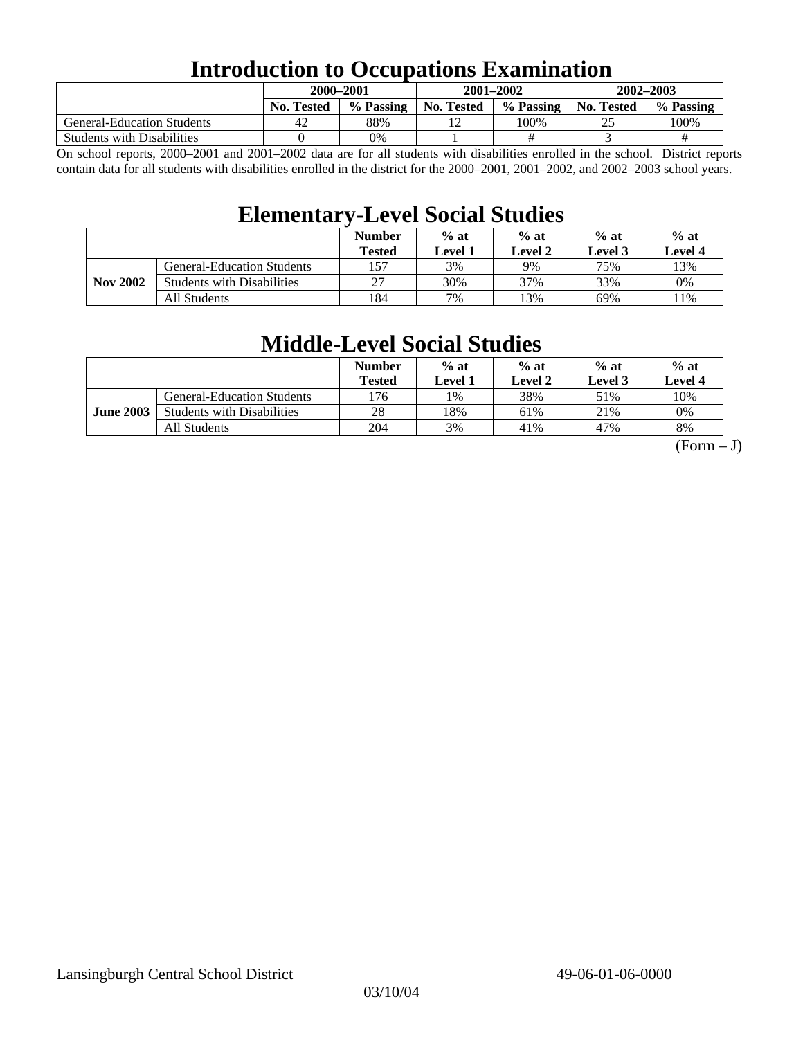# Introduction to Occupations Examination

| | 2000–2001 | | 2001–2002 | | 2002–2003 | |
|---|---|---|---|---|---|---|
| | No. Tested | % Passing | No. Tested | % Passing | No. Tested | % Passing |
| General-Education Students | 42 | 88% | 12 | 100% | 25 | 100% |
| Students with Disabilities | 0 | 0% | 1 | # | 3 | # |

On school reports, 2000–2001 and 2001–2002 data are for all students with disabilities enrolled in the school. District reports contain data for all students with disabilities enrolled in the district for the 2000–2001, 2001–2002, and 2002–2003 school years.

# Elementary-Level Social Studies

| | | Number Tested | % at Level 1 | % at Level 2 | % at Level 3 | % at Level 4 |
|---|---|---|---|---|---|---|
| Nov 2002 | General-Education Students | 157 | 3% | 9% | 75% | 13% |
| | Students with Disabilities | 27 | 30% | 37% | 33% | 0% |
| | All Students | 184 | 7% | 13% | 69% | 11% |

# Middle-Level Social Studies

| | | Number Tested | % at Level 1 | % at Level 2 | % at Level 3 | % at Level 4 |
|---|---|---|---|---|---|---|
| June 2003 | General-Education Students | 176 | 1% | 38% | 51% | 10% |
| | Students with Disabilities | 28 | 18% | 61% | 21% | 0% |
| | All Students | 204 | 3% | 41% | 47% | 8% |

(Form – J)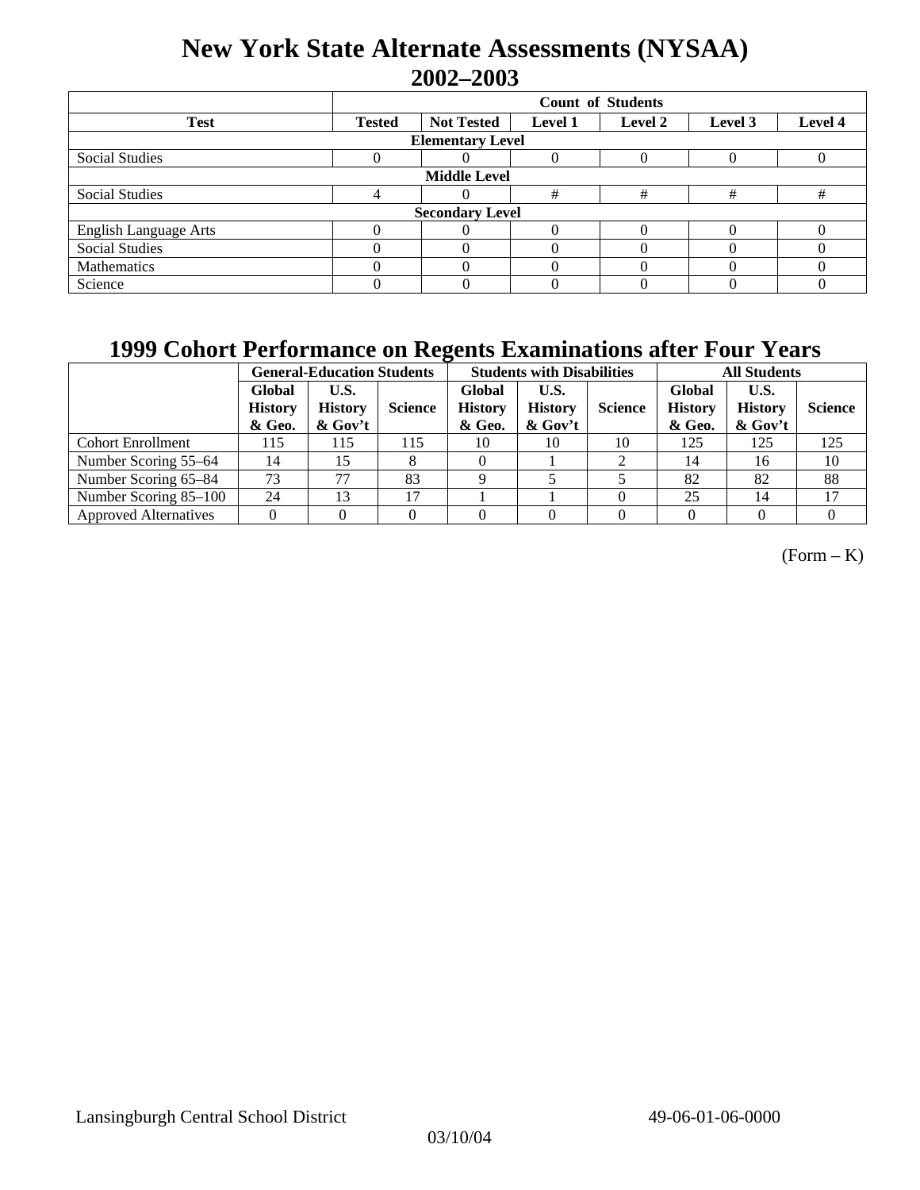# New York State Alternate Assessments (NYSAA)
## 2002–2003

| | Count of Students | | | | | |
|---|---|---|---|---|---|---|
| **Test** | **Tested** | **Not Tested** | **Level 1** | **Level 2** | **Level 3** | **Level 4** |
| **Elementary Level** | | | | | | |
| Social Studies | 0 | 0 | 0 | 0 | 0 | 0 |
| **Middle Level** | | | | | | |
| Social Studies | 4 | 0 | # | # | # | # |
| **Secondary Level** | | | | | | |
| English Language Arts | 0 | 0 | 0 | 0 | 0 | 0 |
| Social Studies | 0 | 0 | 0 | 0 | 0 | 0 |
| Mathematics | 0 | 0 | 0 | 0 | 0 | 0 |
| Science | 0 | 0 | 0 | 0 | 0 | 0 |

# 1999 Cohort Performance on Regents Examinations after Four Years

| | General-Education Students | | | Students with Disabilities | | | All Students | | |
|---|---|---|---|---|---|---|---|---|---|
| | **Global History & Geo.** | **U.S. History & Gov't** | **Science** | **Global History & Geo.** | **U.S. History & Gov't** | **Science** | **Global History & Geo.** | **U.S. History & Gov't** | **Science** |
| Cohort Enrollment | 115 | 115 | 115 | 10 | 10 | 10 | 125 | 125 | 125 |
| Number Scoring 55–64 | 14 | 15 | 8 | 0 | 1 | 2 | 14 | 16 | 10 |
| Number Scoring 65–84 | 73 | 77 | 83 | 9 | 5 | 5 | 82 | 82 | 88 |
| Number Scoring 85–100 | 24 | 13 | 17 | 1 | 1 | 0 | 25 | 14 | 17 |
| Approved Alternatives | 0 | 0 | 0 | 0 | 0 | 0 | 0 | 0 | 0 |

(Form – K)

Lansingburgh Central School District 49-06-01-06-0000

03/10/04